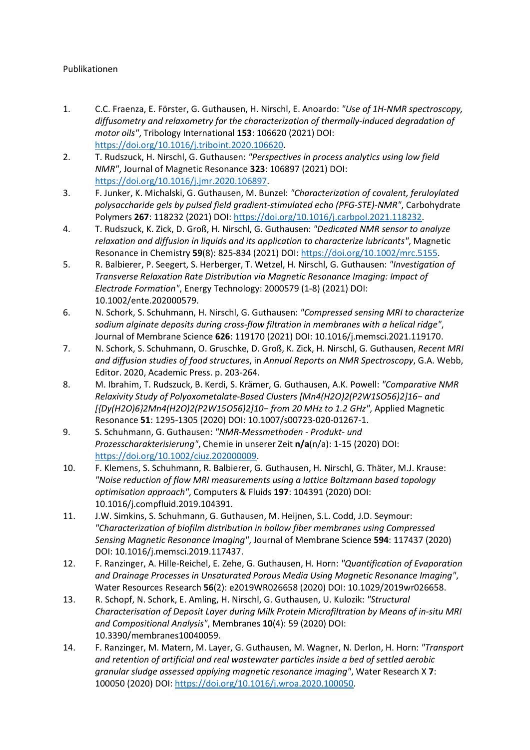Publikationen

1. C.C. Fraenza, E. Förster, G. Guthausen, H. Nirschl, E. Anoardo: *"Use of 1H-NMR spectroscopy, diffusometry and relaxometry for the characterization of thermally-induced degradation of motor oils"*, Tribology International **153**: 106620 (2021) DOI: https://doi.org/10.1016/j.triboint.2020.106620.
2. T. Rudszuck, H. Nirschl, G. Guthausen: *"Perspectives in process analytics using low field NMR"*, Journal of Magnetic Resonance **323**: 106897 (2021) DOI: https://doi.org/10.1016/j.jmr.2020.106897.
3. F. Junker, K. Michalski, G. Guthausen, M. Bunzel: *"Characterization of covalent, feruloylated polysaccharide gels by pulsed field gradient-stimulated echo (PFG-STE)-NMR"*, Carbohydrate Polymers **267**: 118232 (2021) DOI: https://doi.org/10.1016/j.carbpol.2021.118232.
4. T. Rudszuck, K. Zick, D. Groß, H. Nirschl, G. Guthausen: *"Dedicated NMR sensor to analyze relaxation and diffusion in liquids and its application to characterize lubricants"*, Magnetic Resonance in Chemistry **59**(8): 825-834 (2021) DOI: https://doi.org/10.1002/mrc.5155.
5. R. Balbierer, P. Seegert, S. Herberger, T. Wetzel, H. Nirschl, G. Guthausen: *"Investigation of Transverse Relaxation Rate Distribution via Magnetic Resonance Imaging: Impact of Electrode Formation"*, Energy Technology: 2000579 (1-8) (2021) DOI: 10.1002/ente.202000579.
6. N. Schork, S. Schuhmann, H. Nirschl, G. Guthausen: *"Compressed sensing MRI to characterize sodium alginate deposits during cross-flow filtration in membranes with a helical ridge"*, Journal of Membrane Science **626**: 119170 (2021) DOI: 10.1016/j.memsci.2021.119170.
7. N. Schork, S. Schuhmann, O. Gruschke, D. Groß, K. Zick, H. Nirschl, G. Guthausen, *Recent MRI and diffusion studies of food structures*, in *Annual Reports on NMR Spectroscopy*, G.A. Webb, Editor. 2020, Academic Press. p. 203-264.
8. M. Ibrahim, T. Rudszuck, B. Kerdi, S. Krämer, G. Guthausen, A.K. Powell: *"Comparative NMR Relaxivity Study of Polyoxometalate-Based Clusters [Mn4(H2O)2(P2W15O56)2]16− and [{Dy(H2O)6}2Mn4(H2O)2(P2W15O56)2]10− from 20 MHz to 1.2 GHz"*, Applied Magnetic Resonance **51**: 1295-1305 (2020) DOI: 10.1007/s00723-020-01267-1.
9. S. Schuhmann, G. Guthausen: *"NMR-Messmethoden - Produkt- und Prozesscharakterisierung"*, Chemie in unserer Zeit **n/a**(n/a): 1-15 (2020) DOI: https://doi.org/10.1002/ciuz.202000009.
10. F. Klemens, S. Schuhmann, R. Balbierer, G. Guthausen, H. Nirschl, G. Thäter, M.J. Krause: *"Noise reduction of flow MRI measurements using a lattice Boltzmann based topology optimisation approach"*, Computers & Fluids **197**: 104391 (2020) DOI: 10.1016/j.compfluid.2019.104391.
11. J.W. Simkins, S. Schuhmann, G. Guthausen, M. Heijnen, S.L. Codd, J.D. Seymour: *"Characterization of biofilm distribution in hollow fiber membranes using Compressed Sensing Magnetic Resonance Imaging"*, Journal of Membrane Science **594**: 117437 (2020) DOI: 10.1016/j.memsci.2019.117437.
12. F. Ranzinger, A. Hille-Reichel, E. Zehe, G. Guthausen, H. Horn: *"Quantification of Evaporation and Drainage Processes in Unsaturated Porous Media Using Magnetic Resonance Imaging"*, Water Resources Research **56**(2): e2019WR026658 (2020) DOI: 10.1029/2019wr026658.
13. R. Schopf, N. Schork, E. Amling, H. Nirschl, G. Guthausen, U. Kulozik: *"Structural Characterisation of Deposit Layer during Milk Protein Microfiltration by Means of in-situ MRI and Compositional Analysis"*, Membranes **10**(4): 59 (2020) DOI: 10.3390/membranes10040059.
14. F. Ranzinger, M. Matern, M. Layer, G. Guthausen, M. Wagner, N. Derlon, H. Horn: *"Transport and retention of artificial and real wastewater particles inside a bed of settled aerobic granular sludge assessed applying magnetic resonance imaging"*, Water Research X **7**: 100050 (2020) DOI: https://doi.org/10.1016/j.wroa.2020.100050.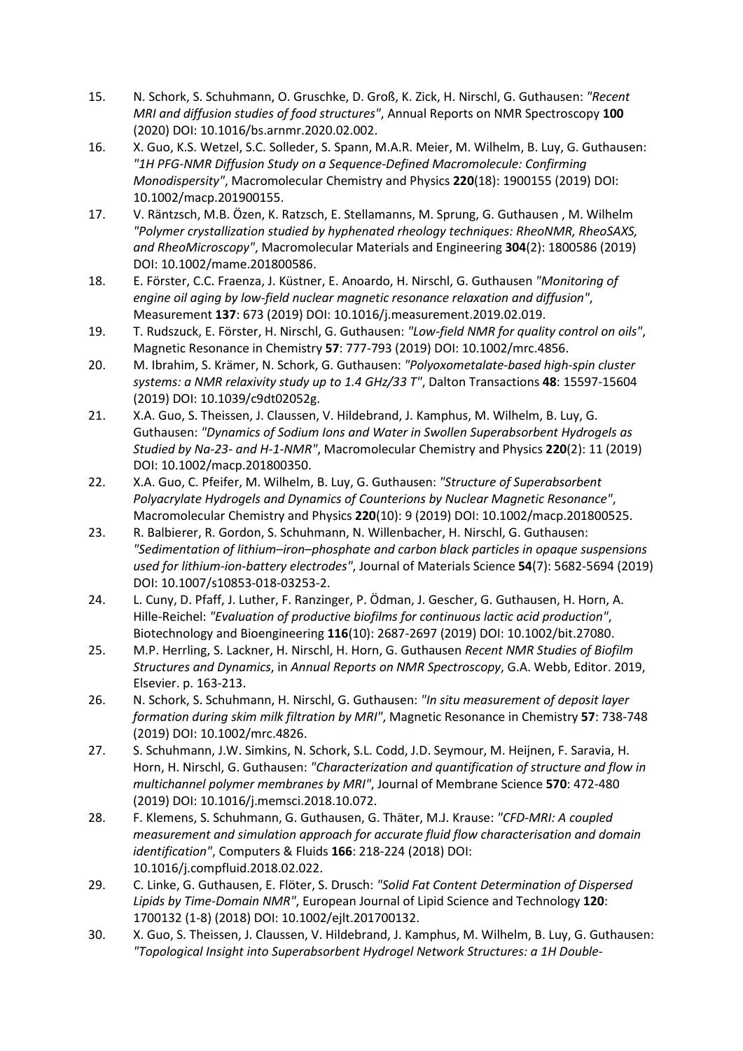15. N. Schork, S. Schuhmann, O. Gruschke, D. Groß, K. Zick, H. Nirschl, G. Guthausen: *"Recent MRI and diffusion studies of food structures"*, Annual Reports on NMR Spectroscopy **100** (2020) DOI: 10.1016/bs.arnmr.2020.02.002.
16. X. Guo, K.S. Wetzel, S.C. Solleder, S. Spann, M.A.R. Meier, M. Wilhelm, B. Luy, G. Guthausen: *"1H PFG-NMR Diffusion Study on a Sequence-Defined Macromolecule: Confirming Monodispersity"*, Macromolecular Chemistry and Physics **220**(18): 1900155 (2019) DOI: 10.1002/macp.201900155.
17. V. Räntzsch, M.B. Özen, K. Ratzsch, E. Stellamanns, M. Sprung, G. Guthausen , M. Wilhelm *"Polymer crystallization studied by hyphenated rheology techniques: RheoNMR, RheoSAXS, and RheoMicroscopy"*, Macromolecular Materials and Engineering **304**(2): 1800586 (2019) DOI: 10.1002/mame.201800586.
18. E. Förster, C.C. Fraenza, J. Küstner, E. Anoardo, H. Nirschl, G. Guthausen *"Monitoring of engine oil aging by low-field nuclear magnetic resonance relaxation and diffusion"*, Measurement **137**: 673 (2019) DOI: 10.1016/j.measurement.2019.02.019.
19. T. Rudszuck, E. Förster, H. Nirschl, G. Guthausen: *"Low-field NMR for quality control on oils"*, Magnetic Resonance in Chemistry **57**: 777-793 (2019) DOI: 10.1002/mrc.4856.
20. M. Ibrahim, S. Krämer, N. Schork, G. Guthausen: *"Polyoxometalate-based high-spin cluster systems: a NMR relaxivity study up to 1.4 GHz/33 T"*, Dalton Transactions **48**: 15597-15604 (2019) DOI: 10.1039/c9dt02052g.
21. X.A. Guo, S. Theissen, J. Claussen, V. Hildebrand, J. Kamphus, M. Wilhelm, B. Luy, G. Guthausen: *"Dynamics of Sodium Ions and Water in Swollen Superabsorbent Hydrogels as Studied by Na-23- and H-1-NMR"*, Macromolecular Chemistry and Physics **220**(2): 11 (2019) DOI: 10.1002/macp.201800350.
22. X.A. Guo, C. Pfeifer, M. Wilhelm, B. Luy, G. Guthausen: *"Structure of Superabsorbent Polyacrylate Hydrogels and Dynamics of Counterions by Nuclear Magnetic Resonance"*, Macromolecular Chemistry and Physics **220**(10): 9 (2019) DOI: 10.1002/macp.201800525.
23. R. Balbierer, R. Gordon, S. Schuhmann, N. Willenbacher, H. Nirschl, G. Guthausen: *"Sedimentation of lithium–iron–phosphate and carbon black particles in opaque suspensions used for lithium-ion-battery electrodes"*, Journal of Materials Science **54**(7): 5682-5694 (2019) DOI: 10.1007/s10853-018-03253-2.
24. L. Cuny, D. Pfaff, J. Luther, F. Ranzinger, P. Ödman, J. Gescher, G. Guthausen, H. Horn, A. Hille-Reichel: *"Evaluation of productive biofilms for continuous lactic acid production"*, Biotechnology and Bioengineering **116**(10): 2687-2697 (2019) DOI: 10.1002/bit.27080.
25. M.P. Herrling, S. Lackner, H. Nirschl, H. Horn, G. Guthausen *Recent NMR Studies of Biofilm Structures and Dynamics*, in *Annual Reports on NMR Spectroscopy*, G.A. Webb, Editor. 2019, Elsevier. p. 163-213.
26. N. Schork, S. Schuhmann, H. Nirschl, G. Guthausen: *"In situ measurement of deposit layer formation during skim milk filtration by MRI"*, Magnetic Resonance in Chemistry **57**: 738-748 (2019) DOI: 10.1002/mrc.4826.
27. S. Schuhmann, J.W. Simkins, N. Schork, S.L. Codd, J.D. Seymour, M. Heijnen, F. Saravia, H. Horn, H. Nirschl, G. Guthausen: *"Characterization and quantification of structure and flow in multichannel polymer membranes by MRI"*, Journal of Membrane Science **570**: 472-480 (2019) DOI: 10.1016/j.memsci.2018.10.072.
28. F. Klemens, S. Schuhmann, G. Guthausen, G. Thäter, M.J. Krause: *"CFD-MRI: A coupled measurement and simulation approach for accurate fluid flow characterisation and domain identification"*, Computers & Fluids **166**: 218-224 (2018) DOI: 10.1016/j.compfluid.2018.02.022.
29. C. Linke, G. Guthausen, E. Flöter, S. Drusch: *"Solid Fat Content Determination of Dispersed Lipids by Time-Domain NMR"*, European Journal of Lipid Science and Technology **120**: 1700132 (1-8) (2018) DOI: 10.1002/ejlt.201700132.
30. X. Guo, S. Theissen, J. Claussen, V. Hildebrand, J. Kamphus, M. Wilhelm, B. Luy, G. Guthausen: *"Topological Insight into Superabsorbent Hydrogel Network Structures: a 1H Double-*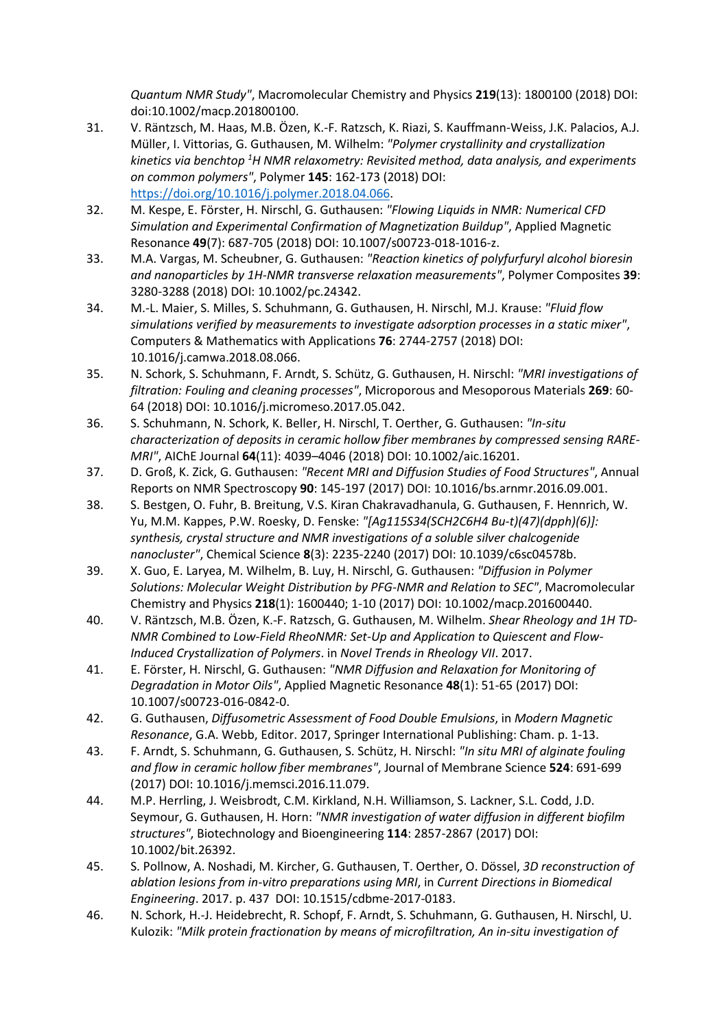*Quantum NMR Study"*, Macromolecular Chemistry and Physics **219**(13): 1800100 (2018) DOI: doi:10.1002/macp.201800100.

31. V. Räntzsch, M. Haas, M.B. Özen, K.-F. Ratzsch, K. Riazi, S. Kauffmann-Weiss, J.K. Palacios, A.J. Müller, I. Vittorias, G. Guthausen, M. Wilhelm: *"Polymer crystallinity and crystallization kinetics via benchtop $^{1}$H NMR relaxometry: Revisited method, data analysis, and experiments on common polymers"*, Polymer **145**: 162-173 (2018) DOI: https://doi.org/10.1016/j.polymer.2018.04.066.
32. M. Kespe, E. Förster, H. Nirschl, G. Guthausen: *"Flowing Liquids in NMR: Numerical CFD Simulation and Experimental Confirmation of Magnetization Buildup"*, Applied Magnetic Resonance **49**(7): 687-705 (2018) DOI: 10.1007/s00723-018-1016-z.
33. M.A. Vargas, M. Scheubner, G. Guthausen: *"Reaction kinetics of polyfurfuryl alcohol bioresin and nanoparticles by 1H-NMR transverse relaxation measurements"*, Polymer Composites **39**: 3280-3288 (2018) DOI: 10.1002/pc.24342.
34. M.-L. Maier, S. Milles, S. Schuhmann, G. Guthausen, H. Nirschl, M.J. Krause: *"Fluid flow simulations verified by measurements to investigate adsorption processes in a static mixer"*, Computers & Mathematics with Applications **76**: 2744-2757 (2018) DOI: 10.1016/j.camwa.2018.08.066.
35. N. Schork, S. Schuhmann, F. Arndt, S. Schütz, G. Guthausen, H. Nirschl: *"MRI investigations of filtration: Fouling and cleaning processes"*, Microporous and Mesoporous Materials **269**: 60-64 (2018) DOI: 10.1016/j.micromeso.2017.05.042.
36. S. Schuhmann, N. Schork, K. Beller, H. Nirschl, T. Oerther, G. Guthausen: *"In-situ characterization of deposits in ceramic hollow fiber membranes by compressed sensing RARE-MRI"*, AIChE Journal **64**(11): 4039–4046 (2018) DOI: 10.1002/aic.16201.
37. D. Groß, K. Zick, G. Guthausen: *"Recent MRI and Diffusion Studies of Food Structures"*, Annual Reports on NMR Spectroscopy **90**: 145-197 (2017) DOI: 10.1016/bs.arnmr.2016.09.001.
38. S. Bestgen, O. Fuhr, B. Breitung, V.S. Kiran Chakravadhanula, G. Guthausen, F. Hennrich, W. Yu, M.M. Kappes, P.W. Roesky, D. Fenske: *"[Ag115S34(SCH2C6H4 Bu-t)(47)(dpph)(6)]: synthesis, crystal structure and NMR investigations of a soluble silver chalcogenide nanocluster"*, Chemical Science **8**(3): 2235-2240 (2017) DOI: 10.1039/c6sc04578b.
39. X. Guo, E. Laryea, M. Wilhelm, B. Luy, H. Nirschl, G. Guthausen: *"Diffusion in Polymer Solutions: Molecular Weight Distribution by PFG-NMR and Relation to SEC"*, Macromolecular Chemistry and Physics **218**(1): 1600440; 1-10 (2017) DOI: 10.1002/macp.201600440.
40. V. Räntzsch, M.B. Özen, K.-F. Ratzsch, G. Guthausen, M. Wilhelm. *Shear Rheology and 1H TD-NMR Combined to Low-Field RheoNMR: Set-Up and Application to Quiescent and Flow-Induced Crystallization of Polymers*. in *Novel Trends in Rheology VII*. 2017.
41. E. Förster, H. Nirschl, G. Guthausen: *"NMR Diffusion and Relaxation for Monitoring of Degradation in Motor Oils"*, Applied Magnetic Resonance **48**(1): 51-65 (2017) DOI: 10.1007/s00723-016-0842-0.
42. G. Guthausen, *Diffusometric Assessment of Food Double Emulsions*, in *Modern Magnetic Resonance*, G.A. Webb, Editor. 2017, Springer International Publishing: Cham. p. 1-13.
43. F. Arndt, S. Schuhmann, G. Guthausen, S. Schütz, H. Nirschl: *"In situ MRI of alginate fouling and flow in ceramic hollow fiber membranes"*, Journal of Membrane Science **524**: 691-699 (2017) DOI: 10.1016/j.memsci.2016.11.079.
44. M.P. Herrling, J. Weisbrodt, C.M. Kirkland, N.H. Williamson, S. Lackner, S.L. Codd, J.D. Seymour, G. Guthausen, H. Horn: *"NMR investigation of water diffusion in different biofilm structures"*, Biotechnology and Bioengineering **114**: 2857-2867 (2017) DOI: 10.1002/bit.26392.
45. S. Pollnow, A. Noshadi, M. Kircher, G. Guthausen, T. Oerther, O. Dössel, *3D reconstruction of ablation lesions from in-vitro preparations using MRI*, in *Current Directions in Biomedical Engineering*. 2017. p. 437 DOI: 10.1515/cdbme-2017-0183.
46. N. Schork, H.-J. Heidebrecht, R. Schopf, F. Arndt, S. Schuhmann, G. Guthausen, H. Nirschl, U. Kulozik: *"Milk protein fractionation by means of microfiltration, An in-situ investigation of*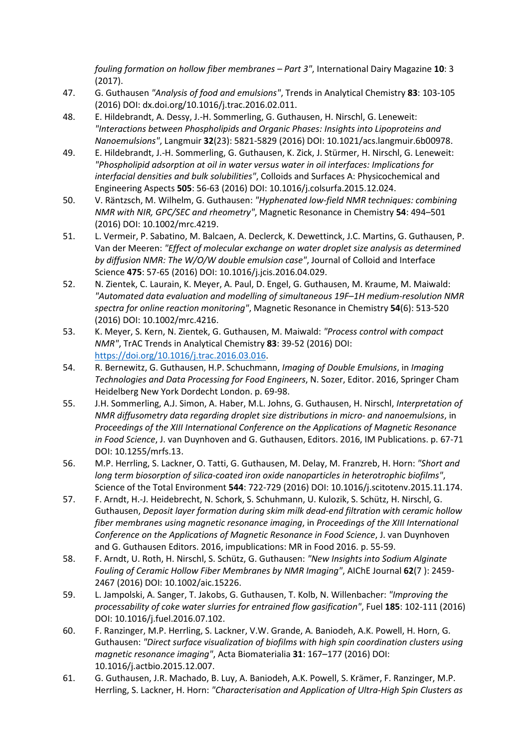*fouling formation on hollow fiber membranes – Part 3"*, International Dairy Magazine **10**: 3 (2017).

47. G. Guthausen *"Analysis of food and emulsions"*, Trends in Analytical Chemistry **83**: 103-105 (2016) DOI: dx.doi.org/10.1016/j.trac.2016.02.011.
48. E. Hildebrandt, A. Dessy, J.-H. Sommerling, G. Guthausen, H. Nirschl, G. Leneweit: *"Interactions between Phospholipids and Organic Phases: Insights into Lipoproteins and Nanoemulsions"*, Langmuir **32**(23): 5821-5829 (2016) DOI: 10.1021/acs.langmuir.6b00978.
49. E. Hildebrandt, J.-H. Sommerling, G. Guthausen, K. Zick, J. Stürmer, H. Nirschl, G. Leneweit: *"Phospholipid adsorption at oil in water versus water in oil interfaces: Implications for interfacial densities and bulk solubilities"*, Colloids and Surfaces A: Physicochemical and Engineering Aspects **505**: 56-63 (2016) DOI: 10.1016/j.colsurfa.2015.12.024.
50. V. Räntzsch, M. Wilhelm, G. Guthausen: *"Hyphenated low-field NMR techniques: combining NMR with NIR, GPC/SEC and rheometry"*, Magnetic Resonance in Chemistry **54**: 494–501 (2016) DOI: 10.1002/mrc.4219.
51. L. Vermeir, P. Sabatino, M. Balcaen, A. Declerck, K. Dewettinck, J.C. Martins, G. Guthausen, P. Van der Meeren: *"Effect of molecular exchange on water droplet size analysis as determined by diffusion NMR: The W/O/W double emulsion case"*, Journal of Colloid and Interface Science **475**: 57-65 (2016) DOI: 10.1016/j.jcis.2016.04.029.
52. N. Zientek, C. Laurain, K. Meyer, A. Paul, D. Engel, G. Guthausen, M. Kraume, M. Maiwald: *"Automated data evaluation and modelling of simultaneous 19F–1H medium-resolution NMR spectra for online reaction monitoring"*, Magnetic Resonance in Chemistry **54**(6): 513-520 (2016) DOI: 10.1002/mrc.4216.
53. K. Meyer, S. Kern, N. Zientek, G. Guthausen, M. Maiwald: *"Process control with compact NMR"*, TrAC Trends in Analytical Chemistry **83**: 39-52 (2016) DOI: https://doi.org/10.1016/j.trac.2016.03.016.
54. R. Bernewitz, G. Guthausen, H.P. Schuchmann, *Imaging of Double Emulsions*, in *Imaging Technologies and Data Processing for Food Engineers*, N. Sozer, Editor. 2016, Springer Cham Heidelberg New York Dordecht London. p. 69-98.
55. J.H. Sommerling, A.J. Simon, A. Haber, M.L. Johns, G. Guthausen, H. Nirschl, *Interpretation of NMR diffusometry data regarding droplet size distributions in micro- and nanoemulsions*, in *Proceedings of the XIII International Conference on the Applications of Magnetic Resonance in Food Science*, J. van Duynhoven and G. Guthausen, Editors. 2016, IM Publications. p. 67-71 DOI: 10.1255/mrfs.13.
56. M.P. Herrling, S. Lackner, O. Tatti, G. Guthausen, M. Delay, M. Franzreb, H. Horn: *"Short and long term biosorption of silica-coated iron oxide nanoparticles in heterotrophic biofilms"*, Science of the Total Environment **544**: 722-729 (2016) DOI: 10.1016/j.scitotenv.2015.11.174.
57. F. Arndt, H.-J. Heidebrecht, N. Schork, S. Schuhmann, U. Kulozik, S. Schütz, H. Nirschl, G. Guthausen, *Deposit layer formation during skim milk dead-end filtration with ceramic hollow fiber membranes using magnetic resonance imaging*, in *Proceedings of the XIII International Conference on the Applications of Magnetic Resonance in Food Science*, J. van Duynhoven and G. Guthausen Editors. 2016, impublications: MR in Food 2016. p. 55-59.
58. F. Arndt, U. Roth, H. Nirschl, S. Schütz, G. Guthausen: *"New Insights into Sodium Alginate Fouling of Ceramic Hollow Fiber Membranes by NMR Imaging"*, AIChE Journal **62**(7 ): 2459-2467 (2016) DOI: 10.1002/aic.15226.
59. L. Jampolski, A. Sanger, T. Jakobs, G. Guthausen, T. Kolb, N. Willenbacher: *"Improving the processability of coke water slurries for entrained flow gasification"*, Fuel **185**: 102-111 (2016) DOI: 10.1016/j.fuel.2016.07.102.
60. F. Ranzinger, M.P. Herrling, S. Lackner, V.W. Grande, A. Baniodeh, A.K. Powell, H. Horn, G. Guthausen: *"Direct surface visualization of biofilms with high spin coordination clusters using magnetic resonance imaging"*, Acta Biomaterialia **31**: 167–177 (2016) DOI: 10.1016/j.actbio.2015.12.007.
61. G. Guthausen, J.R. Machado, B. Luy, A. Baniodeh, A.K. Powell, S. Krämer, F. Ranzinger, M.P. Herrling, S. Lackner, H. Horn: *"Characterisation and Application of Ultra-High Spin Clusters as*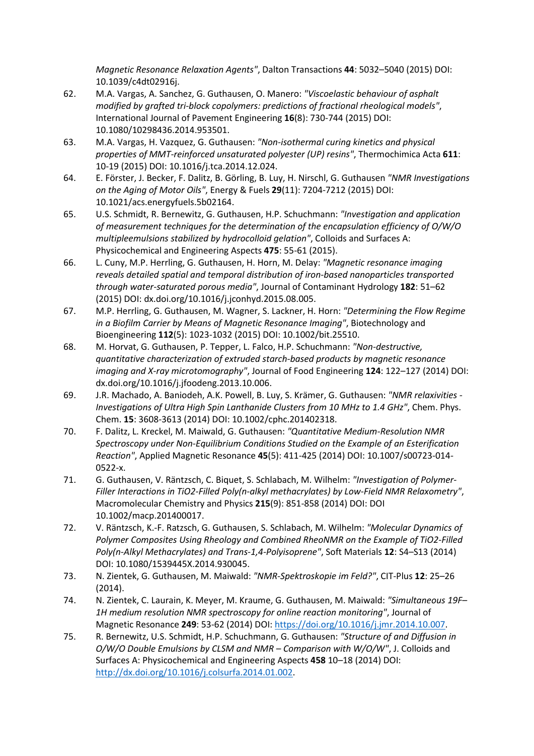*Magnetic Resonance Relaxation Agents"*, Dalton Transactions **44**: 5032–5040 (2015) DOI: 10.1039/c4dt02916j.

62. M.A. Vargas, A. Sanchez, G. Guthausen, O. Manero: *"Viscoelastic behaviour of asphalt modified by grafted tri-block copolymers: predictions of fractional rheological models"*, International Journal of Pavement Engineering **16**(8): 730-744 (2015) DOI: 10.1080/10298436.2014.953501.
63. M.A. Vargas, H. Vazquez, G. Guthausen: *"Non-isothermal curing kinetics and physical properties of MMT-reinforced unsaturated polyester (UP) resins"*, Thermochimica Acta **611**: 10-19 (2015) DOI: 10.1016/j.tca.2014.12.024.
64. E. Förster, J. Becker, F. Dalitz, B. Görling, B. Luy, H. Nirschl, G. Guthausen *"NMR Investigations on the Aging of Motor Oils"*, Energy & Fuels **29**(11): 7204-7212 (2015) DOI: 10.1021/acs.energyfuels.5b02164.
65. U.S. Schmidt, R. Bernewitz, G. Guthausen, H.P. Schuchmann: *"Investigation and application of measurement techniques for the determination of the encapsulation efficiency of O/W/O multipleemulsions stabilized by hydrocolloid gelation"*, Colloids and Surfaces A: Physicochemical and Engineering Aspects **475**: 55-61 (2015).
66. L. Cuny, M.P. Herrling, G. Guthausen, H. Horn, M. Delay: *"Magnetic resonance imaging reveals detailed spatial and temporal distribution of iron-based nanoparticles transported through water-saturated porous media"*, Journal of Contaminant Hydrology **182**: 51–62 (2015) DOI: dx.doi.org/10.1016/j.jconhyd.2015.08.005.
67. M.P. Herrling, G. Guthausen, M. Wagner, S. Lackner, H. Horn: *"Determining the Flow Regime in a Biofilm Carrier by Means of Magnetic Resonance Imaging"*, Biotechnology and Bioengineering **112**(5): 1023-1032 (2015) DOI: 10.1002/bit.25510.
68. M. Horvat, G. Guthausen, P. Tepper, L. Falco, H.P. Schuchmann: *"Non-destructive, quantitative characterization of extruded starch-based products by magnetic resonance imaging and X-ray microtomography"*, Journal of Food Engineering **124**: 122–127 (2014) DOI: dx.doi.org/10.1016/j.jfoodeng.2013.10.006.
69. J.R. Machado, A. Baniodeh, A.K. Powell, B. Luy, S. Krämer, G. Guthausen: *"NMR relaxivities - Investigations of Ultra High Spin Lanthanide Clusters from 10 MHz to 1.4 GHz"*, Chem. Phys. Chem. **15**: 3608-3613 (2014) DOI: 10.1002/cphc.201402318.
70. F. Dalitz, L. Kreckel, M. Maiwald, G. Guthausen: *"Quantitative Medium-Resolution NMR Spectroscopy under Non-Equilibrium Conditions Studied on the Example of an Esterification Reaction"*, Applied Magnetic Resonance **45**(5): 411-425 (2014) DOI: 10.1007/s00723-014-0522-x.
71. G. Guthausen, V. Räntzsch, C. Biquet, S. Schlabach, M. Wilhelm: *"Investigation of Polymer-Filler Interactions in TiO2-Filled Poly(n-alkyl methacrylates) by Low-Field NMR Relaxometry"*, Macromolecular Chemistry and Physics **215**(9): 851-858 (2014) DOI: DOI 10.1002/macp.201400017.
72. V. Räntzsch, K.-F. Ratzsch, G. Guthausen, S. Schlabach, M. Wilhelm: *"Molecular Dynamics of Polymer Composites Using Rheology and Combined RheoNMR on the Example of TiO2-Filled Poly(n-Alkyl Methacrylates) and Trans-1,4-Polyisoprene"*, Soft Materials **12**: S4–S13 (2014) DOI: 10.1080/1539445X.2014.930045.
73. N. Zientek, G. Guthausen, M. Maiwald: *"NMR-Spektroskopie im Feld?"*, CIT-Plus **12**: 25–26 (2014).
74. N. Zientek, C. Laurain, K. Meyer, M. Kraume, G. Guthausen, M. Maiwald: *"Simultaneous 19F–1H medium resolution NMR spectroscopy for online reaction monitoring"*, Journal of Magnetic Resonance **249**: 53-62 (2014) DOI: https://doi.org/10.1016/j.jmr.2014.10.007.
75. R. Bernewitz, U.S. Schmidt, H.P. Schuchmann, G. Guthausen: *"Structure of and Diffusion in O/W/O Double Emulsions by CLSM and NMR – Comparison with W/O/W"*, J. Colloids and Surfaces A: Physicochemical and Engineering Aspects **458** 10–18 (2014) DOI: http://dx.doi.org/10.1016/j.colsurfa.2014.01.002.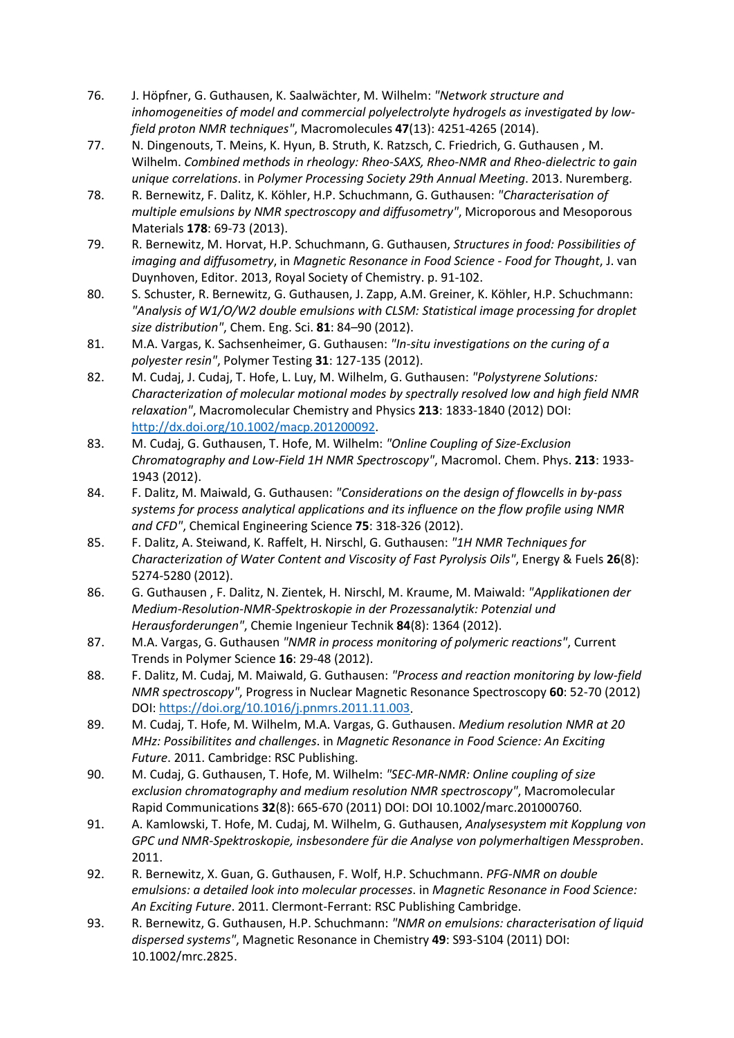76. J. Höpfner, G. Guthausen, K. Saalwächter, M. Wilhelm: *"Network structure and inhomogeneities of model and commercial polyelectrolyte hydrogels as investigated by low-field proton NMR techniques"*, Macromolecules **47**(13): 4251-4265 (2014).
77. N. Dingenouts, T. Meins, K. Hyun, B. Struth, K. Ratzsch, C. Friedrich, G. Guthausen , M. Wilhelm. *Combined methods in rheology: Rheo-SAXS, Rheo-NMR and Rheo-dielectric to gain unique correlations*. in *Polymer Processing Society 29th Annual Meeting*. 2013. Nuremberg.
78. R. Bernewitz, F. Dalitz, K. Köhler, H.P. Schuchmann, G. Guthausen: *"Characterisation of multiple emulsions by NMR spectroscopy and diffusometry"*, Microporous and Mesoporous Materials **178**: 69-73 (2013).
79. R. Bernewitz, M. Horvat, H.P. Schuchmann, G. Guthausen, *Structures in food: Possibilities of imaging and diffusometry*, in *Magnetic Resonance in Food Science - Food for Thought*, J. van Duynhoven, Editor. 2013, Royal Society of Chemistry. p. 91-102.
80. S. Schuster, R. Bernewitz, G. Guthausen, J. Zapp, A.M. Greiner, K. Köhler, H.P. Schuchmann: *"Analysis of W1/O/W2 double emulsions with CLSM: Statistical image processing for droplet size distribution"*, Chem. Eng. Sci. **81**: 84–90 (2012).
81. M.A. Vargas, K. Sachsenheimer, G. Guthausen: *"In-situ investigations on the curing of a polyester resin"*, Polymer Testing **31**: 127-135 (2012).
82. M. Cudaj, J. Cudaj, T. Hofe, L. Luy, M. Wilhelm, G. Guthausen: *"Polystyrene Solutions: Characterization of molecular motional modes by spectrally resolved low and high field NMR relaxation"*, Macromolecular Chemistry and Physics **213**: 1833-1840 (2012) DOI: http://dx.doi.org/10.1002/macp.201200092.
83. M. Cudaj, G. Guthausen, T. Hofe, M. Wilhelm: *"Online Coupling of Size-Exclusion Chromatography and Low-Field 1H NMR Spectroscopy"*, Macromol. Chem. Phys. **213**: 1933-1943 (2012).
84. F. Dalitz, M. Maiwald, G. Guthausen: *"Considerations on the design of flowcells in by-pass systems for process analytical applications and its influence on the flow profile using NMR and CFD"*, Chemical Engineering Science **75**: 318-326 (2012).
85. F. Dalitz, A. Steiwand, K. Raffelt, H. Nirschl, G. Guthausen: *"1H NMR Techniques for Characterization of Water Content and Viscosity of Fast Pyrolysis Oils"*, Energy & Fuels **26**(8): 5274-5280 (2012).
86. G. Guthausen , F. Dalitz, N. Zientek, H. Nirschl, M. Kraume, M. Maiwald: *"Applikationen der Medium-Resolution-NMR-Spektroskopie in der Prozessanalytik: Potenzial und Herausforderungen"*, Chemie Ingenieur Technik **84**(8): 1364 (2012).
87. M.A. Vargas, G. Guthausen *"NMR in process monitoring of polymeric reactions"*, Current Trends in Polymer Science **16**: 29-48 (2012).
88. F. Dalitz, M. Cudaj, M. Maiwald, G. Guthausen: *"Process and reaction monitoring by low-field NMR spectroscopy"*, Progress in Nuclear Magnetic Resonance Spectroscopy **60**: 52-70 (2012) DOI: https://doi.org/10.1016/j.pnmrs.2011.11.003.
89. M. Cudaj, T. Hofe, M. Wilhelm, M.A. Vargas, G. Guthausen. *Medium resolution NMR at 20 MHz: Possibilitites and challenges*. in *Magnetic Resonance in Food Science: An Exciting Future*. 2011. Cambridge: RSC Publishing.
90. M. Cudaj, G. Guthausen, T. Hofe, M. Wilhelm: *"SEC-MR-NMR: Online coupling of size exclusion chromatography and medium resolution NMR spectroscopy"*, Macromolecular Rapid Communications **32**(8): 665-670 (2011) DOI: DOI 10.1002/marc.201000760.
91. A. Kamlowski, T. Hofe, M. Cudaj, M. Wilhelm, G. Guthausen, *Analysesystem mit Kopplung von GPC und NMR-Spektroskopie, insbesondere für die Analyse von polymerhaltigen Messproben*. 2011.
92. R. Bernewitz, X. Guan, G. Guthausen, F. Wolf, H.P. Schuchmann. *PFG-NMR on double emulsions: a detailed look into molecular processes*. in *Magnetic Resonance in Food Science: An Exciting Future*. 2011. Clermont-Ferrant: RSC Publishing Cambridge.
93. R. Bernewitz, G. Guthausen, H.P. Schuchmann: *"NMR on emulsions: characterisation of liquid dispersed systems"*, Magnetic Resonance in Chemistry **49**: S93-S104 (2011) DOI: 10.1002/mrc.2825.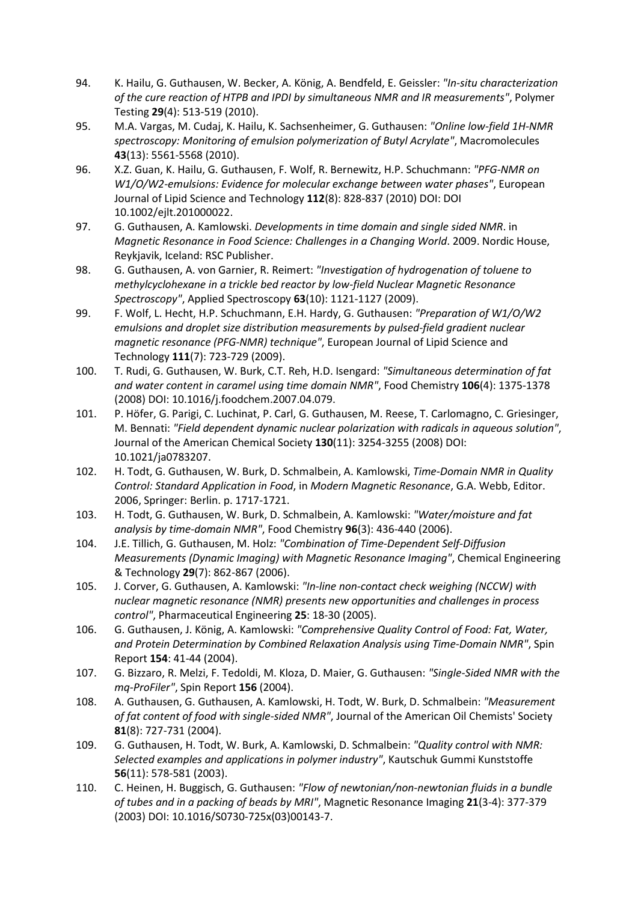94. K. Hailu, G. Guthausen, W. Becker, A. König, A. Bendfeld, E. Geissler: *"In-situ characterization of the cure reaction of HTPB and IPDI by simultaneous NMR and IR measurements"*, Polymer Testing **29**(4): 513-519 (2010).
95. M.A. Vargas, M. Cudaj, K. Hailu, K. Sachsenheimer, G. Guthausen: *"Online low-field 1H-NMR spectroscopy: Monitoring of emulsion polymerization of Butyl Acrylate"*, Macromolecules **43**(13): 5561-5568 (2010).
96. X.Z. Guan, K. Hailu, G. Guthausen, F. Wolf, R. Bernewitz, H.P. Schuchmann: *"PFG-NMR on W1/O/W2-emulsions: Evidence for molecular exchange between water phases"*, European Journal of Lipid Science and Technology **112**(8): 828-837 (2010) DOI: DOI 10.1002/ejlt.201000022.
97. G. Guthausen, A. Kamlowski. *Developments in time domain and single sided NMR*. in *Magnetic Resonance in Food Science: Challenges in a Changing World*. 2009. Nordic House, Reykjavik, Iceland: RSC Publisher.
98. G. Guthausen, A. von Garnier, R. Reimert: *"Investigation of hydrogenation of toluene to methylcyclohexane in a trickle bed reactor by low-field Nuclear Magnetic Resonance Spectroscopy"*, Applied Spectroscopy **63**(10): 1121-1127 (2009).
99. F. Wolf, L. Hecht, H.P. Schuchmann, E.H. Hardy, G. Guthausen: *"Preparation of W1/O/W2 emulsions and droplet size distribution measurements by pulsed-field gradient nuclear magnetic resonance (PFG-NMR) technique"*, European Journal of Lipid Science and Technology **111**(7): 723-729 (2009).
100. T. Rudi, G. Guthausen, W. Burk, C.T. Reh, H.D. Isengard: *"Simultaneous determination of fat and water content in caramel using time domain NMR"*, Food Chemistry **106**(4): 1375-1378 (2008) DOI: 10.1016/j.foodchem.2007.04.079.
101. P. Höfer, G. Parigi, C. Luchinat, P. Carl, G. Guthausen, M. Reese, T. Carlomagno, C. Griesinger, M. Bennati: *"Field dependent dynamic nuclear polarization with radicals in aqueous solution"*, Journal of the American Chemical Society **130**(11): 3254-3255 (2008) DOI: 10.1021/ja0783207.
102. H. Todt, G. Guthausen, W. Burk, D. Schmalbein, A. Kamlowski, *Time-Domain NMR in Quality Control: Standard Application in Food*, in *Modern Magnetic Resonance*, G.A. Webb, Editor. 2006, Springer: Berlin. p. 1717-1721.
103. H. Todt, G. Guthausen, W. Burk, D. Schmalbein, A. Kamlowski: *"Water/moisture and fat analysis by time-domain NMR"*, Food Chemistry **96**(3): 436-440 (2006).
104. J.E. Tillich, G. Guthausen, M. Holz: *"Combination of Time-Dependent Self-Diffusion Measurements (Dynamic Imaging) with Magnetic Resonance Imaging"*, Chemical Engineering & Technology **29**(7): 862-867 (2006).
105. J. Corver, G. Guthausen, A. Kamlowski: *"In-line non-contact check weighing (NCCW) with nuclear magnetic resonance (NMR) presents new opportunities and challenges in process control"*, Pharmaceutical Engineering **25**: 18-30 (2005).
106. G. Guthausen, J. König, A. Kamlowski: *"Comprehensive Quality Control of Food: Fat, Water, and Protein Determination by Combined Relaxation Analysis using Time-Domain NMR"*, Spin Report **154**: 41-44 (2004).
107. G. Bizzaro, R. Melzi, F. Tedoldi, M. Kloza, D. Maier, G. Guthausen: *"Single-Sided NMR with the mq-ProFiler"*, Spin Report **156** (2004).
108. A. Guthausen, G. Guthausen, A. Kamlowski, H. Todt, W. Burk, D. Schmalbein: *"Measurement of fat content of food with single-sided NMR"*, Journal of the American Oil Chemists' Society **81**(8): 727-731 (2004).
109. G. Guthausen, H. Todt, W. Burk, A. Kamlowski, D. Schmalbein: *"Quality control with NMR: Selected examples and applications in polymer industry"*, Kautschuk Gummi Kunststoffe **56**(11): 578-581 (2003).
110. C. Heinen, H. Buggisch, G. Guthausen: *"Flow of newtonian/non-newtonian fluids in a bundle of tubes and in a packing of beads by MRI"*, Magnetic Resonance Imaging **21**(3-4): 377-379 (2003) DOI: 10.1016/S0730-725x(03)00143-7.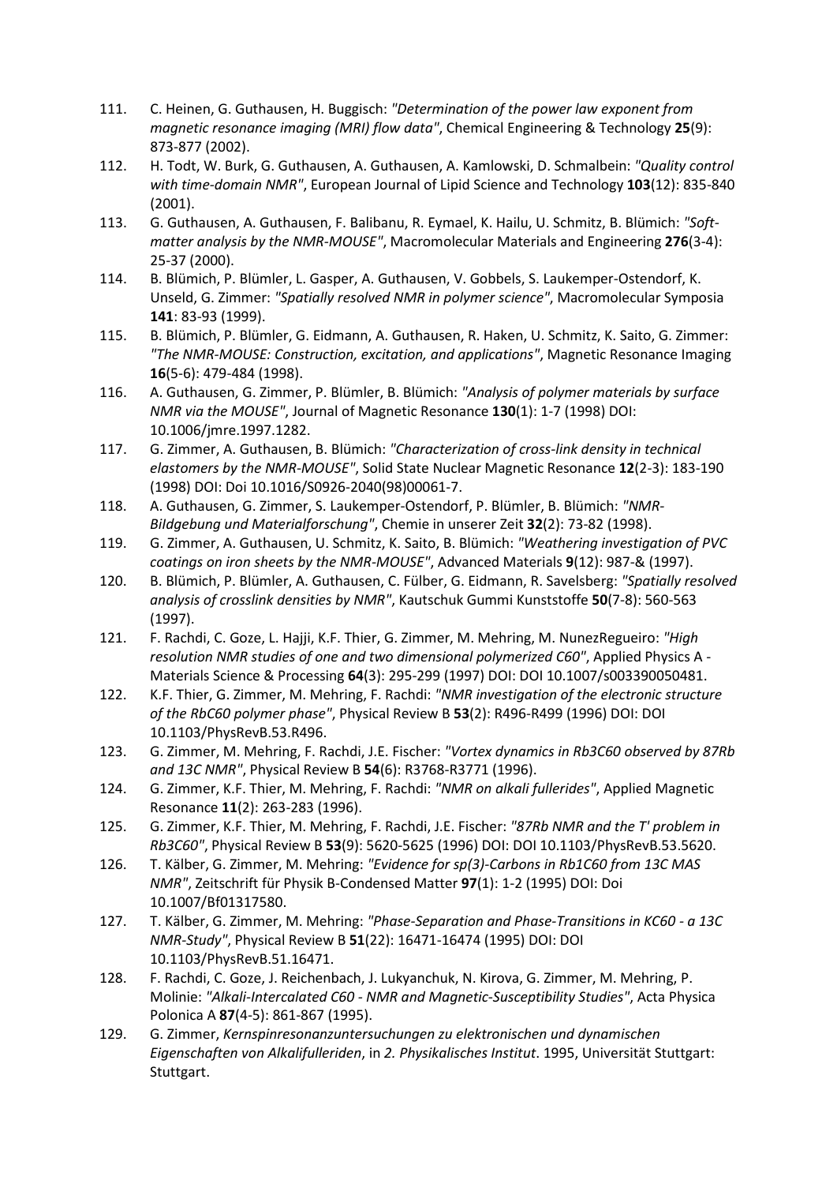111. C. Heinen, G. Guthausen, H. Buggisch: *"Determination of the power law exponent from magnetic resonance imaging (MRI) flow data"*, Chemical Engineering & Technology **25**(9): 873-877 (2002).
112. H. Todt, W. Burk, G. Guthausen, A. Guthausen, A. Kamlowski, D. Schmalbein: *"Quality control with time-domain NMR"*, European Journal of Lipid Science and Technology **103**(12): 835-840 (2001).
113. G. Guthausen, A. Guthausen, F. Balibanu, R. Eymael, K. Hailu, U. Schmitz, B. Blümich: *"Soft-matter analysis by the NMR-MOUSE"*, Macromolecular Materials and Engineering **276**(3-4): 25-37 (2000).
114. B. Blümich, P. Blümler, L. Gasper, A. Guthausen, V. Gobbels, S. Laukemper-Ostendorf, K. Unseld, G. Zimmer: *"Spatially resolved NMR in polymer science"*, Macromolecular Symposia **141**: 83-93 (1999).
115. B. Blümich, P. Blümler, G. Eidmann, A. Guthausen, R. Haken, U. Schmitz, K. Saito, G. Zimmer: *"The NMR-MOUSE: Construction, excitation, and applications"*, Magnetic Resonance Imaging **16**(5-6): 479-484 (1998).
116. A. Guthausen, G. Zimmer, P. Blümler, B. Blümich: *"Analysis of polymer materials by surface NMR via the MOUSE"*, Journal of Magnetic Resonance **130**(1): 1-7 (1998) DOI: 10.1006/jmre.1997.1282.
117. G. Zimmer, A. Guthausen, B. Blümich: *"Characterization of cross-link density in technical elastomers by the NMR-MOUSE"*, Solid State Nuclear Magnetic Resonance **12**(2-3): 183-190 (1998) DOI: Doi 10.1016/S0926-2040(98)00061-7.
118. A. Guthausen, G. Zimmer, S. Laukemper-Ostendorf, P. Blümler, B. Blümich: *"NMR-Bildgebung und Materialforschung"*, Chemie in unserer Zeit **32**(2): 73-82 (1998).
119. G. Zimmer, A. Guthausen, U. Schmitz, K. Saito, B. Blümich: *"Weathering investigation of PVC coatings on iron sheets by the NMR-MOUSE"*, Advanced Materials **9**(12): 987-& (1997).
120. B. Blümich, P. Blümler, A. Guthausen, C. Fülber, G. Eidmann, R. Savelsberg: *"Spatially resolved analysis of crosslink densities by NMR"*, Kautschuk Gummi Kunststoffe **50**(7-8): 560-563 (1997).
121. F. Rachdi, C. Goze, L. Hajji, K.F. Thier, G. Zimmer, M. Mehring, M. NunezRegueiro: *"High resolution NMR studies of one and two dimensional polymerized C60"*, Applied Physics A - Materials Science & Processing **64**(3): 295-299 (1997) DOI: DOI 10.1007/s003390050481.
122. K.F. Thier, G. Zimmer, M. Mehring, F. Rachdi: *"NMR investigation of the electronic structure of the RbC60 polymer phase"*, Physical Review B **53**(2): R496-R499 (1996) DOI: DOI 10.1103/PhysRevB.53.R496.
123. G. Zimmer, M. Mehring, F. Rachdi, J.E. Fischer: *"Vortex dynamics in Rb3C60 observed by 87Rb and 13C NMR"*, Physical Review B **54**(6): R3768-R3771 (1996).
124. G. Zimmer, K.F. Thier, M. Mehring, F. Rachdi: *"NMR on alkali fullerides"*, Applied Magnetic Resonance **11**(2): 263-283 (1996).
125. G. Zimmer, K.F. Thier, M. Mehring, F. Rachdi, J.E. Fischer: *"87Rb NMR and the T' problem in Rb3C60"*, Physical Review B **53**(9): 5620-5625 (1996) DOI: DOI 10.1103/PhysRevB.53.5620.
126. T. Kälber, G. Zimmer, M. Mehring: *"Evidence for sp(3)-Carbons in Rb1C60 from 13C MAS NMR"*, Zeitschrift für Physik B-Condensed Matter **97**(1): 1-2 (1995) DOI: Doi 10.1007/Bf01317580.
127. T. Kälber, G. Zimmer, M. Mehring: *"Phase-Separation and Phase-Transitions in KC60 - a 13C NMR-Study"*, Physical Review B **51**(22): 16471-16474 (1995) DOI: DOI 10.1103/PhysRevB.51.16471.
128. F. Rachdi, C. Goze, J. Reichenbach, J. Lukyanchuk, N. Kirova, G. Zimmer, M. Mehring, P. Molinie: *"Alkali-Intercalated C60 - NMR and Magnetic-Susceptibility Studies"*, Acta Physica Polonica A **87**(4-5): 861-867 (1995).
129. G. Zimmer, *Kernspinresonanzuntersuchungen zu elektronischen und dynamischen Eigenschaften von Alkalifulleriden*, in *2. Physikalisches Institut*. 1995, Universität Stuttgart: Stuttgart.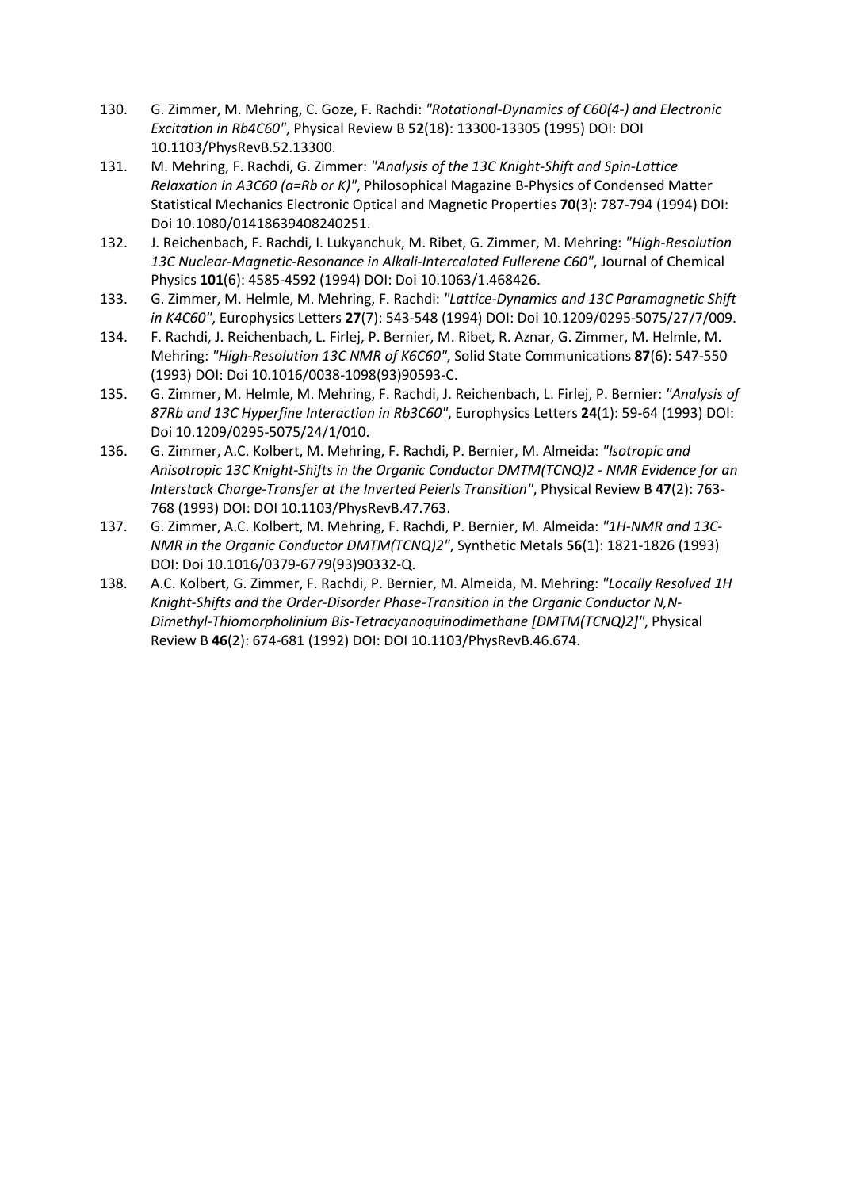130. G. Zimmer, M. Mehring, C. Goze, F. Rachdi: *"Rotational-Dynamics of C60(4-) and Electronic Excitation in Rb4C60"*, Physical Review B **52**(18): 13300-13305 (1995) DOI: DOI 10.1103/PhysRevB.52.13300.
131. M. Mehring, F. Rachdi, G. Zimmer: *"Analysis of the 13C Knight-Shift and Spin-Lattice Relaxation in A3C60 (a=Rb or K)"*, Philosophical Magazine B-Physics of Condensed Matter Statistical Mechanics Electronic Optical and Magnetic Properties **70**(3): 787-794 (1994) DOI: Doi 10.1080/01418639408240251.
132. J. Reichenbach, F. Rachdi, I. Lukyanchuk, M. Ribet, G. Zimmer, M. Mehring: *"High-Resolution 13C Nuclear-Magnetic-Resonance in Alkali-Intercalated Fullerene C60"*, Journal of Chemical Physics **101**(6): 4585-4592 (1994) DOI: Doi 10.1063/1.468426.
133. G. Zimmer, M. Helmle, M. Mehring, F. Rachdi: *"Lattice-Dynamics and 13C Paramagnetic Shift in K4C60"*, Europhysics Letters **27**(7): 543-548 (1994) DOI: Doi 10.1209/0295-5075/27/7/009.
134. F. Rachdi, J. Reichenbach, L. Firlej, P. Bernier, M. Ribet, R. Aznar, G. Zimmer, M. Helmle, M. Mehring: *"High-Resolution 13C NMR of K6C60"*, Solid State Communications **87**(6): 547-550 (1993) DOI: Doi 10.1016/0038-1098(93)90593-C.
135. G. Zimmer, M. Helmle, M. Mehring, F. Rachdi, J. Reichenbach, L. Firlej, P. Bernier: *"Analysis of 87Rb and 13C Hyperfine Interaction in Rb3C60"*, Europhysics Letters **24**(1): 59-64 (1993) DOI: Doi 10.1209/0295-5075/24/1/010.
136. G. Zimmer, A.C. Kolbert, M. Mehring, F. Rachdi, P. Bernier, M. Almeida: *"Isotropic and Anisotropic 13C Knight-Shifts in the Organic Conductor DMTM(TCNQ)2 - NMR Evidence for an Interstack Charge-Transfer at the Inverted Peierls Transition"*, Physical Review B **47**(2): 763-768 (1993) DOI: DOI 10.1103/PhysRevB.47.763.
137. G. Zimmer, A.C. Kolbert, M. Mehring, F. Rachdi, P. Bernier, M. Almeida: *"1H-NMR and 13C-NMR in the Organic Conductor DMTM(TCNQ)2"*, Synthetic Metals **56**(1): 1821-1826 (1993) DOI: Doi 10.1016/0379-6779(93)90332-Q.
138. A.C. Kolbert, G. Zimmer, F. Rachdi, P. Bernier, M. Almeida, M. Mehring: *"Locally Resolved 1H Knight-Shifts and the Order-Disorder Phase-Transition in the Organic Conductor N,N-Dimethyl-Thiomorpholinium Bis-Tetracyanoquinodimethane [DMTM(TCNQ)2]"*, Physical Review B **46**(2): 674-681 (1992) DOI: DOI 10.1103/PhysRevB.46.674.